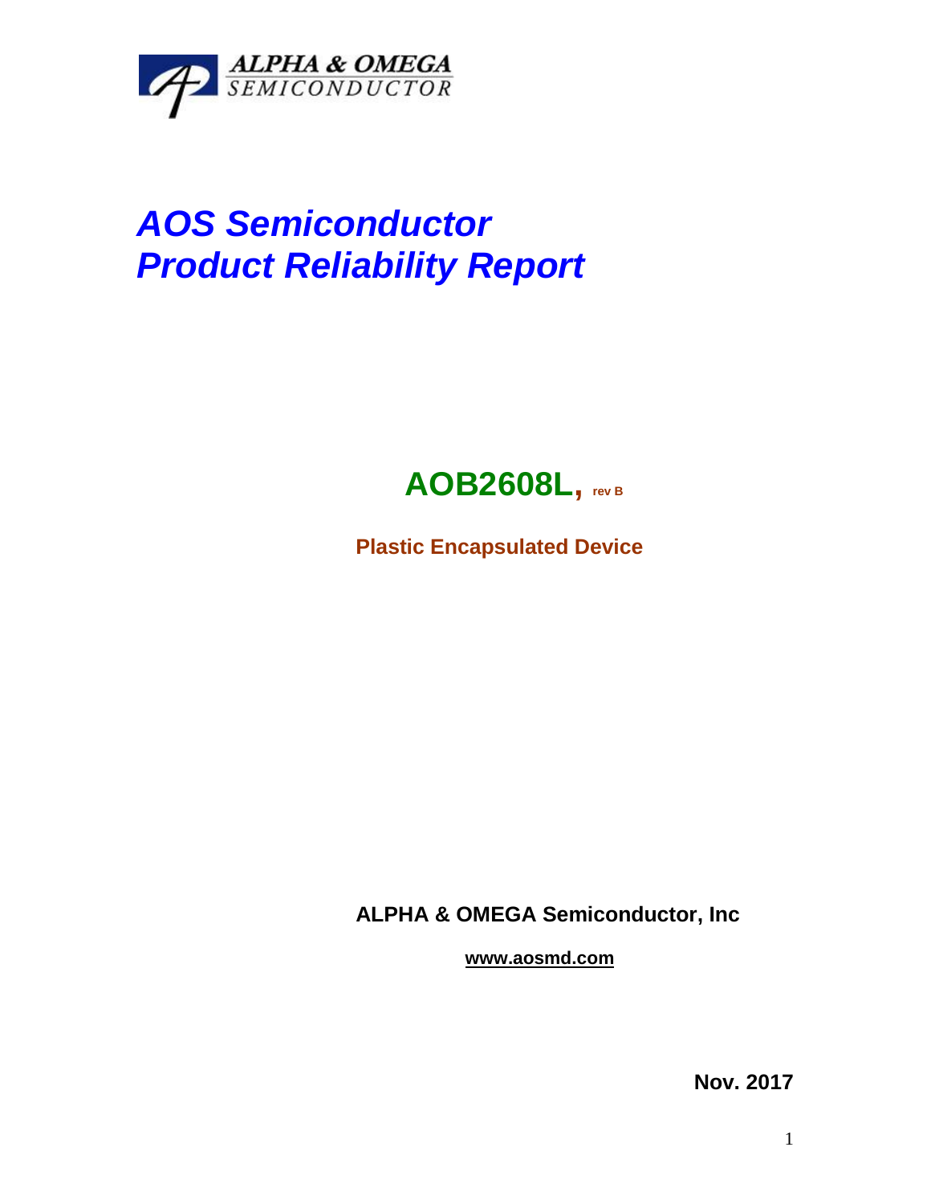ALPHA & OMEGA
SEMICONDUCTOR

# *AOS Semiconductor*
# *Product Reliability Report*

## AOB2608L, rev B

**Plastic Encapsulated Device**

**ALPHA & OMEGA Semiconductor, Inc**

**www.aosmd.com**

**Nov. 2017**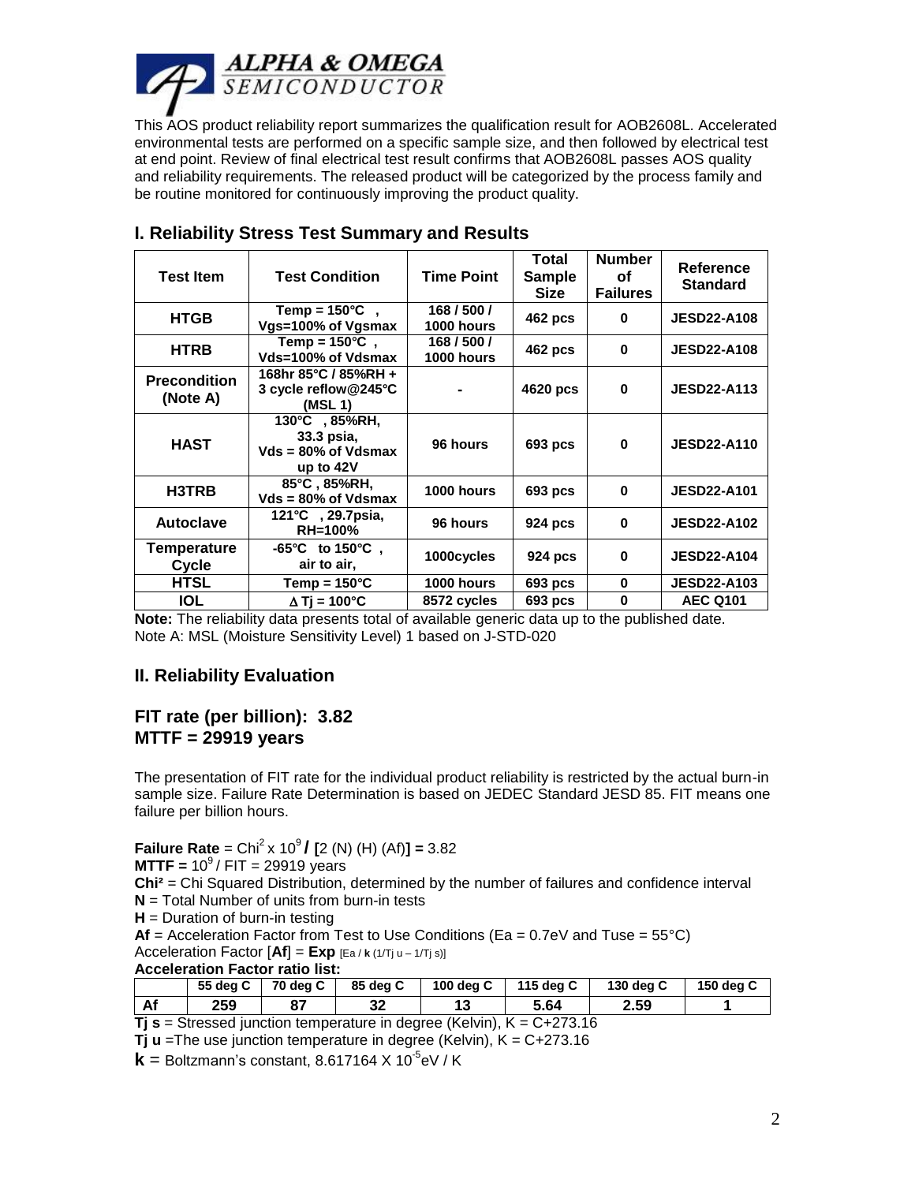ALPHA & OMEGA SEMICONDUCTOR

This AOS product reliability report summarizes the qualification result for AOB2608L. Accelerated environmental tests are performed on a specific sample size, and then followed by electrical test at end point. Review of final electrical test result confirms that AOB2608L passes AOS quality and reliability requirements. The released product will be categorized by the process family and be routine monitored for continuously improving the product quality.

## I. Reliability Stress Test Summary and Results

| Test Item | Test Condition | Time Point | Total Sample Size | Number of Failures | Reference Standard |
|---|---|---|---|---|---|
| HTGB | Temp = 150°C , Vgs=100% of Vgsmax | 168 / 500 / 1000 hours | 462 pcs | 0 | JESD22-A108 |
| HTRB | Temp = 150°C , Vds=100% of Vdsmax | 168 / 500 / 1000 hours | 462 pcs | 0 | JESD22-A108 |
| Precondition (Note A) | 168hr 85°C / 85%RH + 3 cycle reflow@245°C (MSL 1) | - | 4620 pcs | 0 | JESD22-A113 |
| HAST | 130°C , 85%RH, 33.3 psia, Vds = 80% of Vdsmax up to 42V | 96 hours | 693 pcs | 0 | JESD22-A110 |
| H3TRB | 85°C , 85%RH, Vds = 80% of Vdsmax | 1000 hours | 693 pcs | 0 | JESD22-A101 |
| Autoclave | 121°C , 29.7psia, RH=100% | 96 hours | 924 pcs | 0 | JESD22-A102 |
| Temperature Cycle | -65°C to 150°C , air to air, | 1000cycles | 924 pcs | 0 | JESD22-A104 |
| HTSL | Temp = 150°C | 1000 hours | 693 pcs | 0 | JESD22-A103 |
| IOL | $\Delta$ Tj = 100°C | 8572 cycles | 693 pcs | 0 | AEC Q101 |

**Note:** The reliability data presents total of available generic data up to the published date.
Note A: MSL (Moisture Sensitivity Level) 1 based on J-STD-020

## II. Reliability Evaluation

### FIT rate (per billion): 3.82
### MTTF = 29919 years

The presentation of FIT rate for the individual product reliability is restricted by the actual burn-in sample size. Failure Rate Determination is based on JEDEC Standard JESD 85. FIT means one failure per billion hours.

**Failure Rate** = $Chi^2 \times 10^9$ **/ [**2 (N) (H) (Af)**] =** 3.82

**MTTF =** $10^9$ / FIT = 29919 years

**Chi²** = Chi Squared Distribution, determined by the number of failures and confidence interval

**N** = Total Number of units from burn-in tests

**H** = Duration of burn-in testing

**Af** = Acceleration Factor from Test to Use Conditions (Ea = 0.7eV and Tuse = 55°C)

Acceleration Factor [**Af**] = **Exp** [Ea / **k** (1/Tj u – 1/Tj s)]

**Acceleration Factor ratio list:**

| | 55 deg C | 70 deg C | 85 deg C | 100 deg C | 115 deg C | 130 deg C | 150 deg C |
|---|---|---|---|---|---|---|---|
| Af | 259 | 87 | 32 | 13 | 5.64 | 2.59 | 1 |

**Tj s** = Stressed junction temperature in degree (Kelvin), K = C+273.16

**Tj u** =The use junction temperature in degree (Kelvin), K = C+273.16

**k** = Boltzmann's constant, $8.617164 \times 10^{-5}$ eV / K